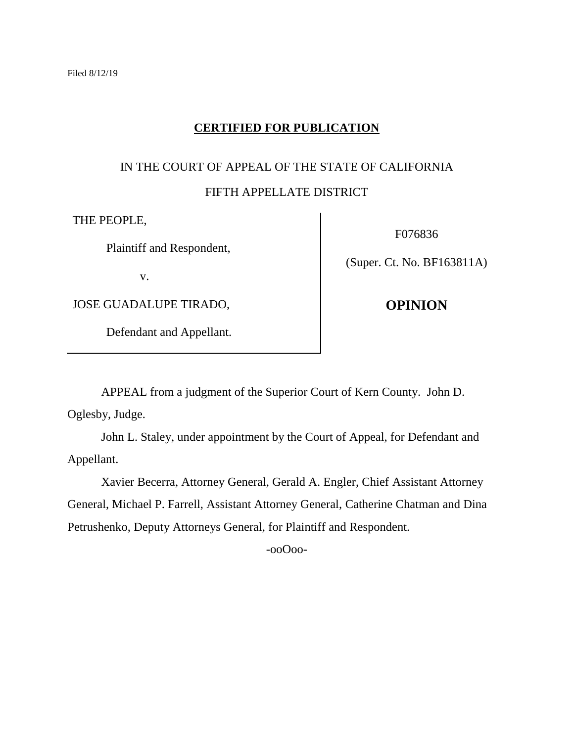Filed 8/12/19

**CERTIFIED FOR PUBLICATION**

IN THE COURT OF APPEAL OF THE STATE OF CALIFORNIA

FIFTH APPELLATE DISTRICT

| | |
|---|---|
| THE PEOPLE,<br><br>Plaintiff and Respondent,<br><br>v.<br><br>JOSE GUADALUPE TIRADO,<br><br>Defendant and Appellant. | F076836<br><br>(Super. Ct. No. BF163811A)<br><br>**OPINION** |

APPEAL from a judgment of the Superior Court of Kern County. John D. Oglesby, Judge.

John L. Staley, under appointment by the Court of Appeal, for Defendant and Appellant.

Xavier Becerra, Attorney General, Gerald A. Engler, Chief Assistant Attorney General, Michael P. Farrell, Assistant Attorney General, Catherine Chatman and Dina Petrushenko, Deputy Attorneys General, for Plaintiff and Respondent.

-ooOoo-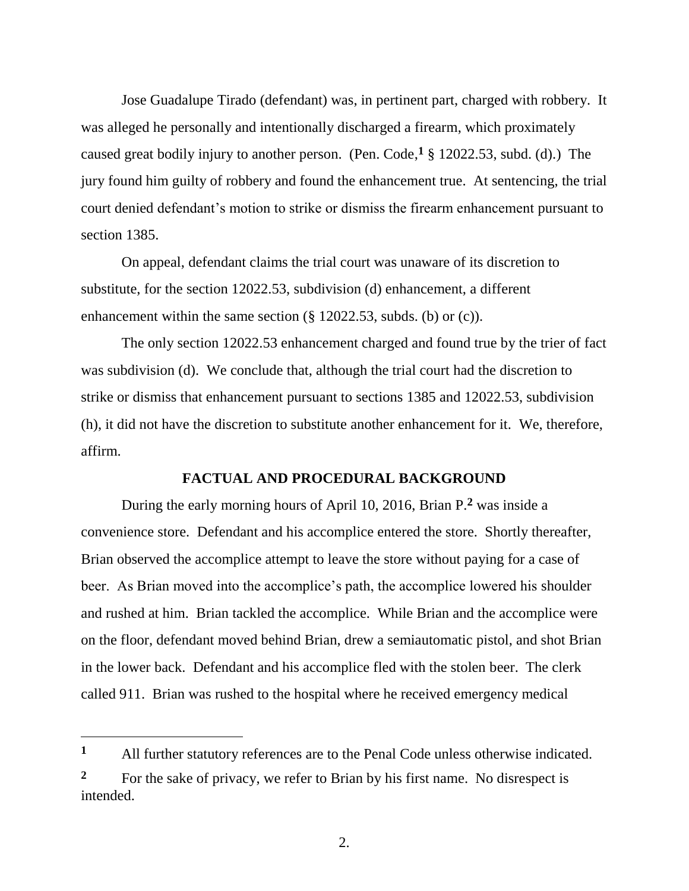Jose Guadalupe Tirado (defendant) was, in pertinent part, charged with robbery. It was alleged he personally and intentionally discharged a firearm, which proximately caused great bodily injury to another person. (Pen. Code,[1] § 12022.53, subd. (d).) The jury found him guilty of robbery and found the enhancement true. At sentencing, the trial court denied defendant's motion to strike or dismiss the firearm enhancement pursuant to section 1385.

On appeal, defendant claims the trial court was unaware of its discretion to substitute, for the section 12022.53, subdivision (d) enhancement, a different enhancement within the same section (§ 12022.53, subds. (b) or (c)).

The only section 12022.53 enhancement charged and found true by the trier of fact was subdivision (d). We conclude that, although the trial court had the discretion to strike or dismiss that enhancement pursuant to sections 1385 and 12022.53, subdivision (h), it did not have the discretion to substitute another enhancement for it. We, therefore, affirm.

## FACTUAL AND PROCEDURAL BACKGROUND

During the early morning hours of April 10, 2016, Brian P.[2] was inside a convenience store. Defendant and his accomplice entered the store. Shortly thereafter, Brian observed the accomplice attempt to leave the store without paying for a case of beer. As Brian moved into the accomplice's path, the accomplice lowered his shoulder and rushed at him. Brian tackled the accomplice. While Brian and the accomplice were on the floor, defendant moved behind Brian, drew a semiautomatic pistol, and shot Brian in the lower back. Defendant and his accomplice fled with the stolen beer. The clerk called 911. Brian was rushed to the hospital where he received emergency medical

---

[1] All further statutory references are to the Penal Code unless otherwise indicated.

[2] For the sake of privacy, we refer to Brian by his first name. No disrespect is intended.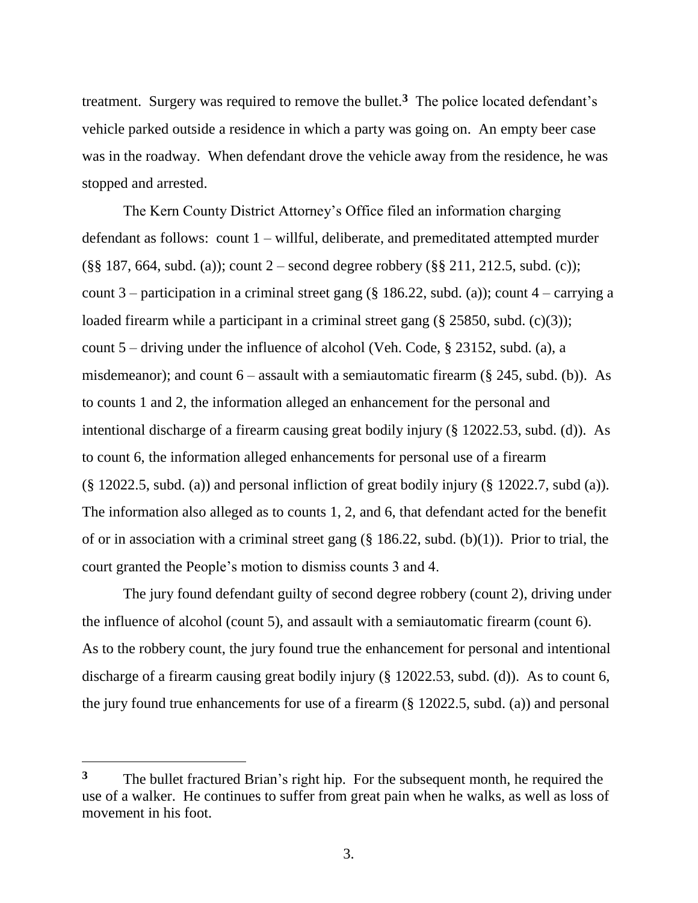treatment. Surgery was required to remove the bullet.[3] The police located defendant's vehicle parked outside a residence in which a party was going on. An empty beer case was in the roadway. When defendant drove the vehicle away from the residence, he was stopped and arrested.

The Kern County District Attorney's Office filed an information charging defendant as follows: count 1 – willful, deliberate, and premeditated attempted murder (§§ 187, 664, subd. (a)); count 2 – second degree robbery (§§ 211, 212.5, subd. (c)); count 3 – participation in a criminal street gang (§ 186.22, subd. (a)); count 4 – carrying a loaded firearm while a participant in a criminal street gang (§ 25850, subd. (c)(3)); count 5 – driving under the influence of alcohol (Veh. Code, § 23152, subd. (a), a misdemeanor); and count 6 – assault with a semiautomatic firearm (§ 245, subd. (b)). As to counts 1 and 2, the information alleged an enhancement for the personal and intentional discharge of a firearm causing great bodily injury (§ 12022.53, subd. (d)). As to count 6, the information alleged enhancements for personal use of a firearm (§ 12022.5, subd. (a)) and personal infliction of great bodily injury (§ 12022.7, subd (a)). The information also alleged as to counts 1, 2, and 6, that defendant acted for the benefit of or in association with a criminal street gang (§ 186.22, subd. (b)(1)). Prior to trial, the court granted the People's motion to dismiss counts 3 and 4.

The jury found defendant guilty of second degree robbery (count 2), driving under the influence of alcohol (count 5), and assault with a semiautomatic firearm (count 6). As to the robbery count, the jury found true the enhancement for personal and intentional discharge of a firearm causing great bodily injury (§ 12022.53, subd. (d)). As to count 6, the jury found true enhancements for use of a firearm (§ 12022.5, subd. (a)) and personal

---

[3] The bullet fractured Brian's right hip. For the subsequent month, he required the use of a walker. He continues to suffer from great pain when he walks, as well as loss of movement in his foot.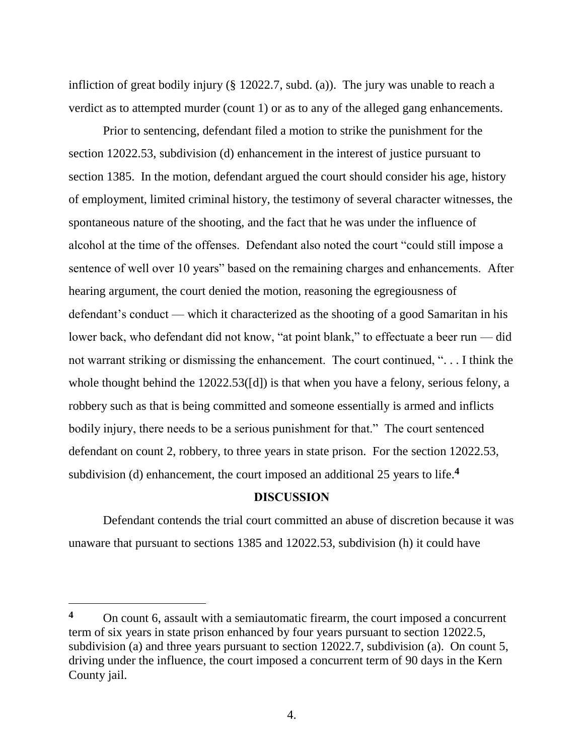infliction of great bodily injury (§ 12022.7, subd. (a)). The jury was unable to reach a verdict as to attempted murder (count 1) or as to any of the alleged gang enhancements.

Prior to sentencing, defendant filed a motion to strike the punishment for the section 12022.53, subdivision (d) enhancement in the interest of justice pursuant to section 1385. In the motion, defendant argued the court should consider his age, history of employment, limited criminal history, the testimony of several character witnesses, the spontaneous nature of the shooting, and the fact that he was under the influence of alcohol at the time of the offenses. Defendant also noted the court "could still impose a sentence of well over 10 years" based on the remaining charges and enhancements. After hearing argument, the court denied the motion, reasoning the egregiousness of defendant's conduct — which it characterized as the shooting of a good Samaritan in his lower back, who defendant did not know, "at point blank," to effectuate a beer run — did not warrant striking or dismissing the enhancement. The court continued, ". . . I think the whole thought behind the 12022.53([d]) is that when you have a felony, serious felony, a robbery such as that is being committed and someone essentially is armed and inflicts bodily injury, there needs to be a serious punishment for that." The court sentenced defendant on count 2, robbery, to three years in state prison. For the section 12022.53, subdivision (d) enhancement, the court imposed an additional 25 years to life.[4]

## DISCUSSION

Defendant contends the trial court committed an abuse of discretion because it was unaware that pursuant to sections 1385 and 12022.53, subdivision (h) it could have

---

[4] On count 6, assault with a semiautomatic firearm, the court imposed a concurrent term of six years in state prison enhanced by four years pursuant to section 12022.5, subdivision (a) and three years pursuant to section 12022.7, subdivision (a). On count 5, driving under the influence, the court imposed a concurrent term of 90 days in the Kern County jail.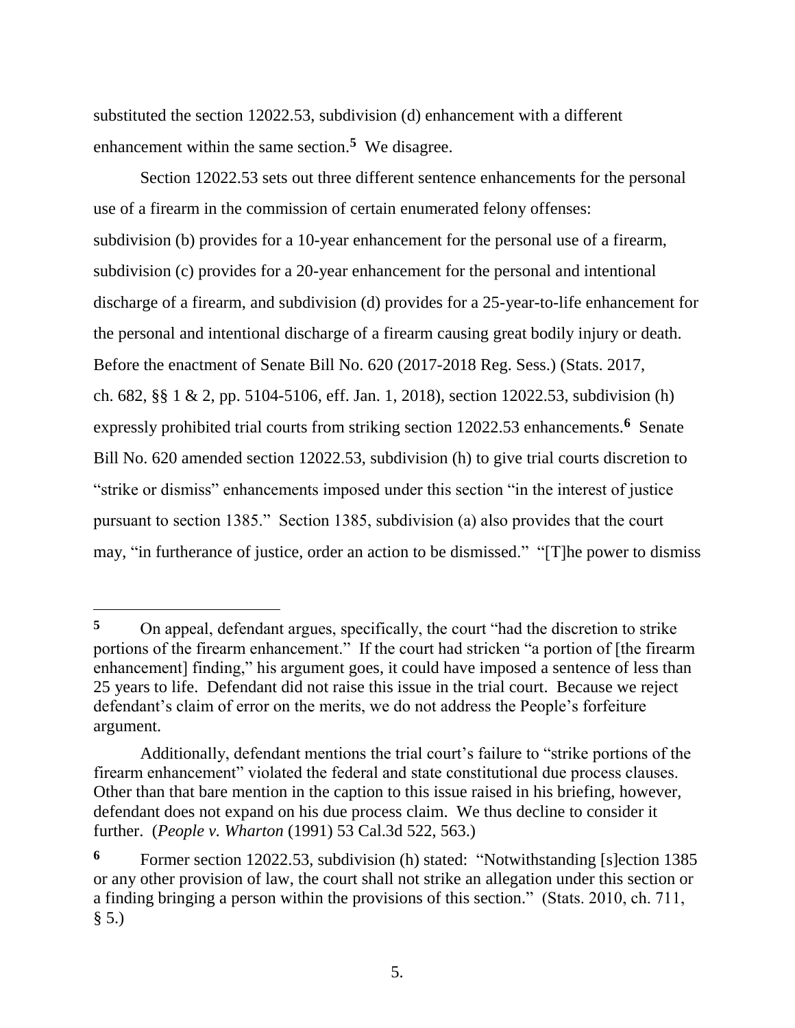substituted the section 12022.53, subdivision (d) enhancement with a different enhancement within the same section.[5] We disagree.

Section 12022.53 sets out three different sentence enhancements for the personal use of a firearm in the commission of certain enumerated felony offenses: subdivision (b) provides for a 10-year enhancement for the personal use of a firearm, subdivision (c) provides for a 20-year enhancement for the personal and intentional discharge of a firearm, and subdivision (d) provides for a 25-year-to-life enhancement for the personal and intentional discharge of a firearm causing great bodily injury or death. Before the enactment of Senate Bill No. 620 (2017-2018 Reg. Sess.) (Stats. 2017, ch. 682, §§ 1 & 2, pp. 5104-5106, eff. Jan. 1, 2018), section 12022.53, subdivision (h) expressly prohibited trial courts from striking section 12022.53 enhancements.[6] Senate Bill No. 620 amended section 12022.53, subdivision (h) to give trial courts discretion to "strike or dismiss" enhancements imposed under this section "in the interest of justice pursuant to section 1385." Section 1385, subdivision (a) also provides that the court may, "in furtherance of justice, order an action to be dismissed." "[T]he power to dismiss

---

[5] On appeal, defendant argues, specifically, the court "had the discretion to strike portions of the firearm enhancement." If the court had stricken "a portion of [the firearm enhancement] finding," his argument goes, it could have imposed a sentence of less than 25 years to life. Defendant did not raise this issue in the trial court. Because we reject defendant's claim of error on the merits, we do not address the People's forfeiture argument.

Additionally, defendant mentions the trial court's failure to "strike portions of the firearm enhancement" violated the federal and state constitutional due process clauses. Other than that bare mention in the caption to this issue raised in his briefing, however, defendant does not expand on his due process claim. We thus decline to consider it further. (*People v. Wharton* (1991) 53 Cal.3d 522, 563.)

[6] Former section 12022.53, subdivision (h) stated: "Notwithstanding [s]ection 1385 or any other provision of law, the court shall not strike an allegation under this section or a finding bringing a person within the provisions of this section." (Stats. 2010, ch. 711, § 5.)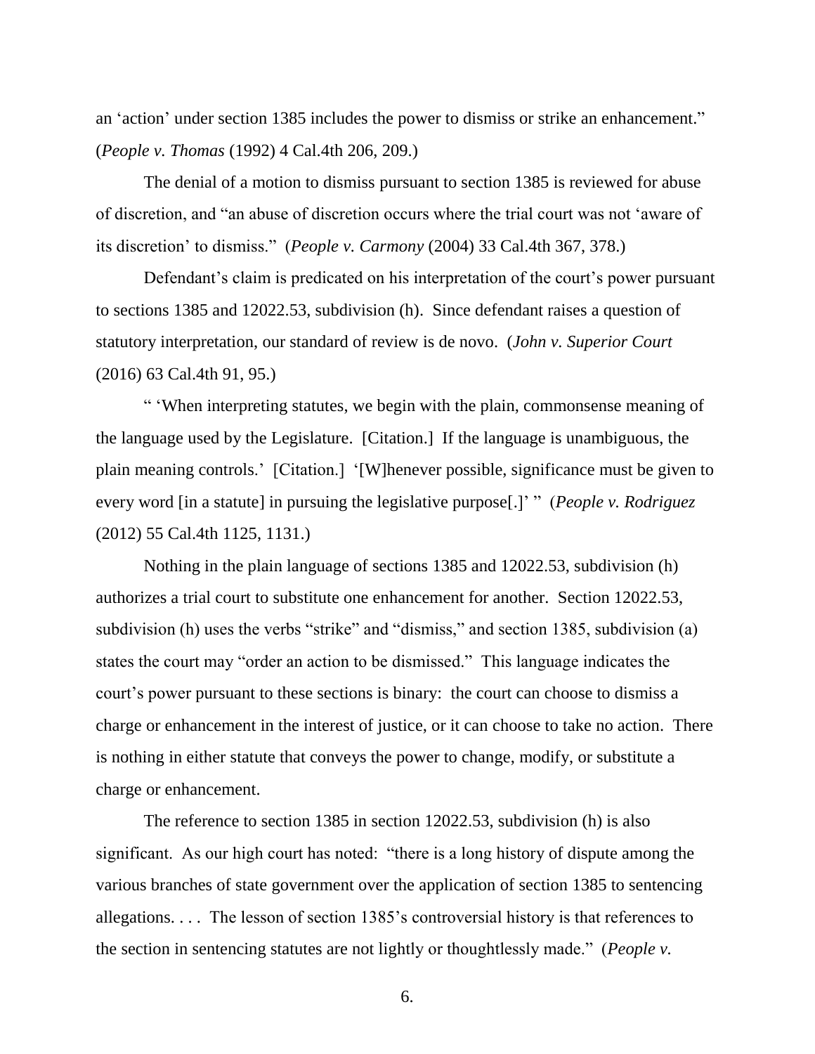an 'action' under section 1385 includes the power to dismiss or strike an enhancement." (*People v. Thomas* (1992) 4 Cal.4th 206, 209.)

The denial of a motion to dismiss pursuant to section 1385 is reviewed for abuse of discretion, and "an abuse of discretion occurs where the trial court was not 'aware of its discretion' to dismiss." (*People v. Carmony* (2004) 33 Cal.4th 367, 378.)

Defendant's claim is predicated on his interpretation of the court's power pursuant to sections 1385 and 12022.53, subdivision (h). Since defendant raises a question of statutory interpretation, our standard of review is de novo. (*John v. Superior Court* (2016) 63 Cal.4th 91, 95.)

" 'When interpreting statutes, we begin with the plain, commonsense meaning of the language used by the Legislature. [Citation.] If the language is unambiguous, the plain meaning controls.' [Citation.] '[W]henever possible, significance must be given to every word [in a statute] in pursuing the legislative purpose[.]' " (*People v. Rodriguez* (2012) 55 Cal.4th 1125, 1131.)

Nothing in the plain language of sections 1385 and 12022.53, subdivision (h) authorizes a trial court to substitute one enhancement for another. Section 12022.53, subdivision (h) uses the verbs "strike" and "dismiss," and section 1385, subdivision (a) states the court may "order an action to be dismissed." This language indicates the court's power pursuant to these sections is binary: the court can choose to dismiss a charge or enhancement in the interest of justice, or it can choose to take no action. There is nothing in either statute that conveys the power to change, modify, or substitute a charge or enhancement.

The reference to section 1385 in section 12022.53, subdivision (h) is also significant. As our high court has noted: "there is a long history of dispute among the various branches of state government over the application of section 1385 to sentencing allegations. . . . The lesson of section 1385's controversial history is that references to the section in sentencing statutes are not lightly or thoughtlessly made." (*People v.*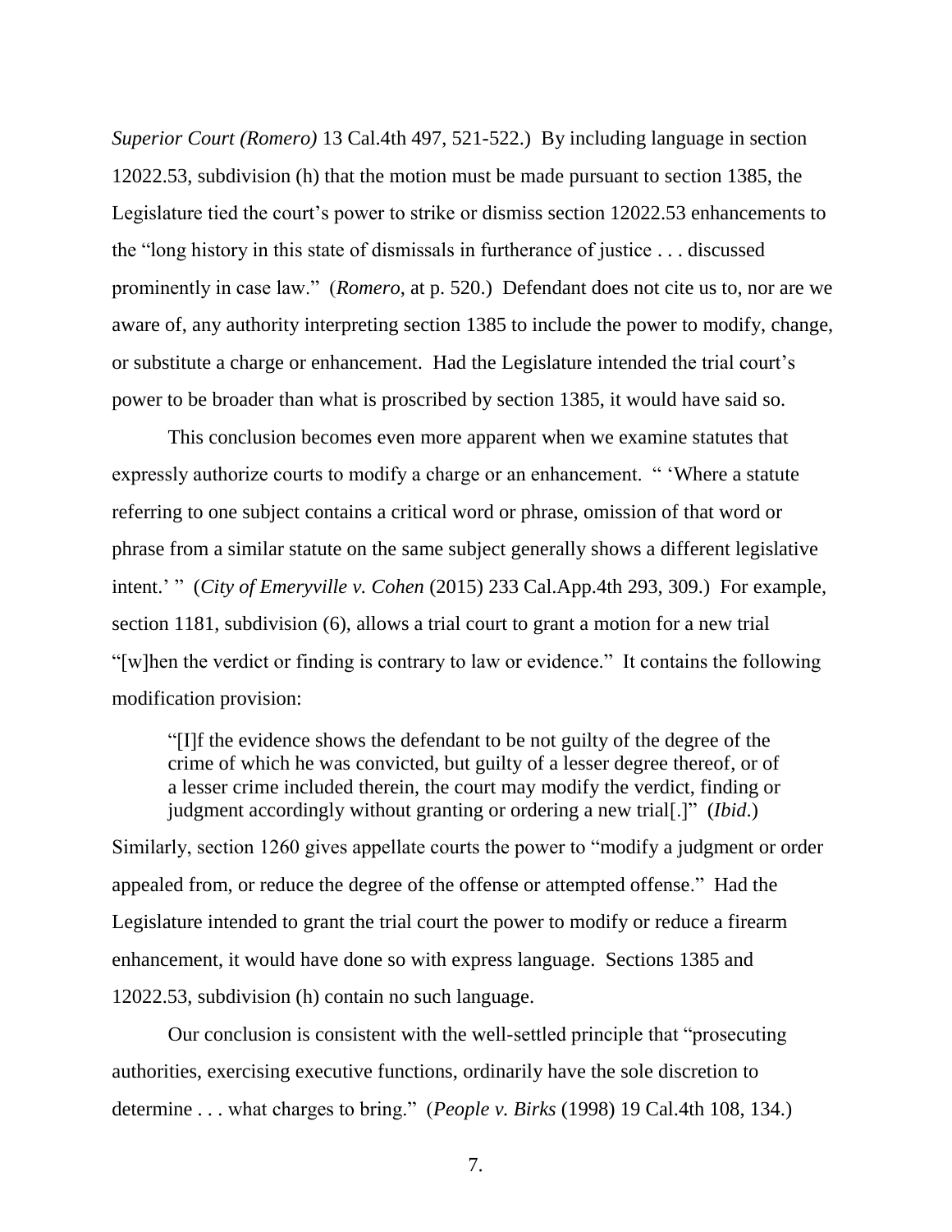*Superior Court (Romero)* 13 Cal.4th 497, 521-522.) By including language in section 12022.53, subdivision (h) that the motion must be made pursuant to section 1385, the Legislature tied the court's power to strike or dismiss section 12022.53 enhancements to the "long history in this state of dismissals in furtherance of justice . . . discussed prominently in case law." (*Romero*, at p. 520.) Defendant does not cite us to, nor are we aware of, any authority interpreting section 1385 to include the power to modify, change, or substitute a charge or enhancement. Had the Legislature intended the trial court's power to be broader than what is proscribed by section 1385, it would have said so.

This conclusion becomes even more apparent when we examine statutes that expressly authorize courts to modify a charge or an enhancement. " 'Where a statute referring to one subject contains a critical word or phrase, omission of that word or phrase from a similar statute on the same subject generally shows a different legislative intent.' " (*City of Emeryville v. Cohen* (2015) 233 Cal.App.4th 293, 309.) For example, section 1181, subdivision (6), allows a trial court to grant a motion for a new trial "[w]hen the verdict or finding is contrary to law or evidence." It contains the following modification provision:

> "[I]f the evidence shows the defendant to be not guilty of the degree of the crime of which he was convicted, but guilty of a lesser degree thereof, or of a lesser crime included therein, the court may modify the verdict, finding or judgment accordingly without granting or ordering a new trial[.]" (*Ibid*.)

Similarly, section 1260 gives appellate courts the power to "modify a judgment or order appealed from, or reduce the degree of the offense or attempted offense." Had the Legislature intended to grant the trial court the power to modify or reduce a firearm enhancement, it would have done so with express language. Sections 1385 and 12022.53, subdivision (h) contain no such language.

Our conclusion is consistent with the well-settled principle that "prosecuting authorities, exercising executive functions, ordinarily have the sole discretion to determine . . . what charges to bring." (*People v. Birks* (1998) 19 Cal.4th 108, 134.)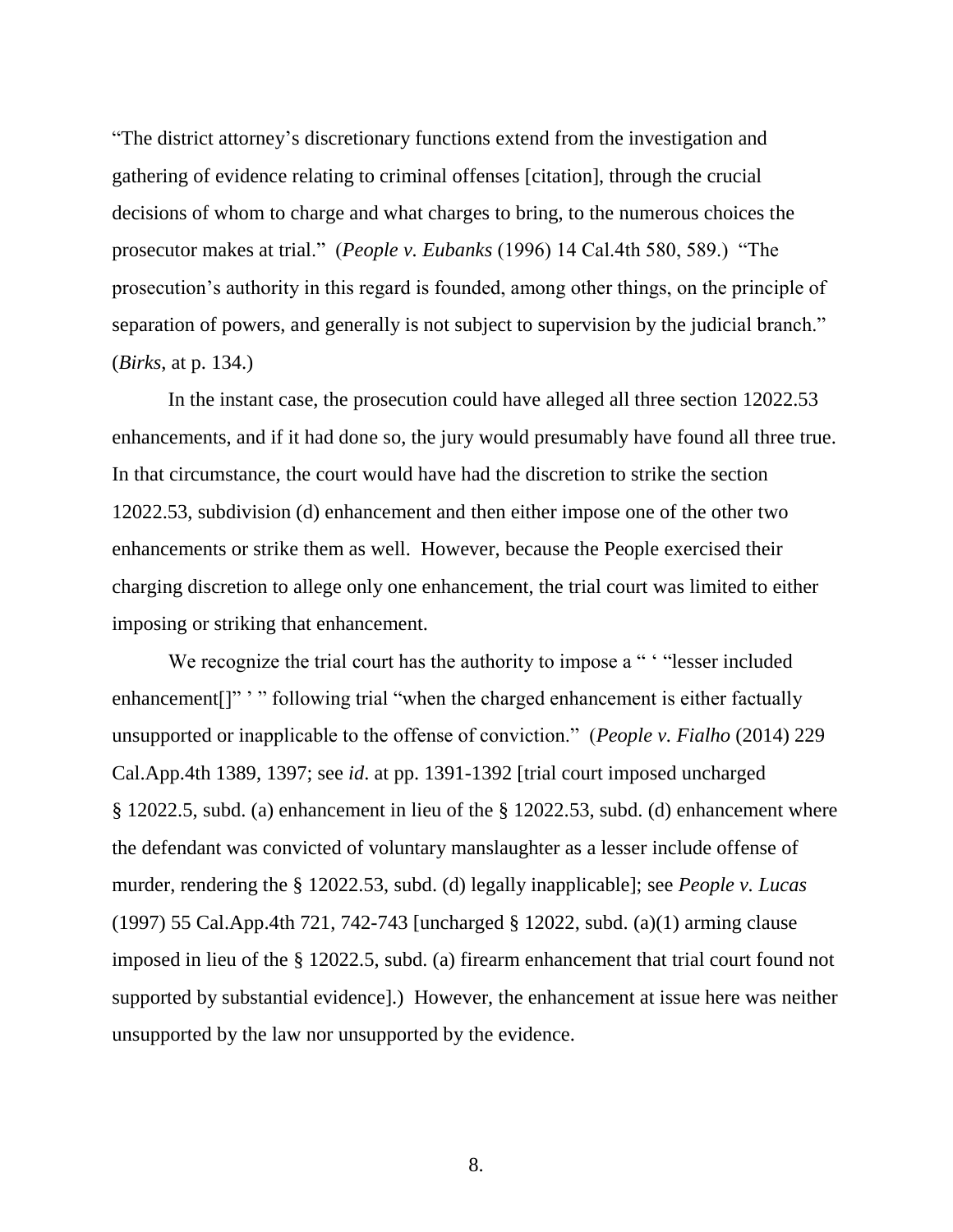"The district attorney's discretionary functions extend from the investigation and gathering of evidence relating to criminal offenses [citation], through the crucial decisions of whom to charge and what charges to bring, to the numerous choices the prosecutor makes at trial." (*People v. Eubanks* (1996) 14 Cal.4th 580, 589.) "The prosecution's authority in this regard is founded, among other things, on the principle of separation of powers, and generally is not subject to supervision by the judicial branch." (*Birks*, at p. 134.)

In the instant case, the prosecution could have alleged all three section 12022.53 enhancements, and if it had done so, the jury would presumably have found all three true. In that circumstance, the court would have had the discretion to strike the section 12022.53, subdivision (d) enhancement and then either impose one of the other two enhancements or strike them as well. However, because the People exercised their charging discretion to allege only one enhancement, the trial court was limited to either imposing or striking that enhancement.

We recognize the trial court has the authority to impose a " ' "lesser included enhancement[]" ' " following trial "when the charged enhancement is either factually unsupported or inapplicable to the offense of conviction." (*People v. Fialho* (2014) 229 Cal.App.4th 1389, 1397; see *id*. at pp. 1391-1392 [trial court imposed uncharged § 12022.5, subd. (a) enhancement in lieu of the § 12022.53, subd. (d) enhancement where the defendant was convicted of voluntary manslaughter as a lesser include offense of murder, rendering the § 12022.53, subd. (d) legally inapplicable]; see *People v. Lucas* (1997) 55 Cal.App.4th 721, 742-743 [uncharged § 12022, subd. (a)(1) arming clause imposed in lieu of the § 12022.5, subd. (a) firearm enhancement that trial court found not supported by substantial evidence].) However, the enhancement at issue here was neither unsupported by the law nor unsupported by the evidence.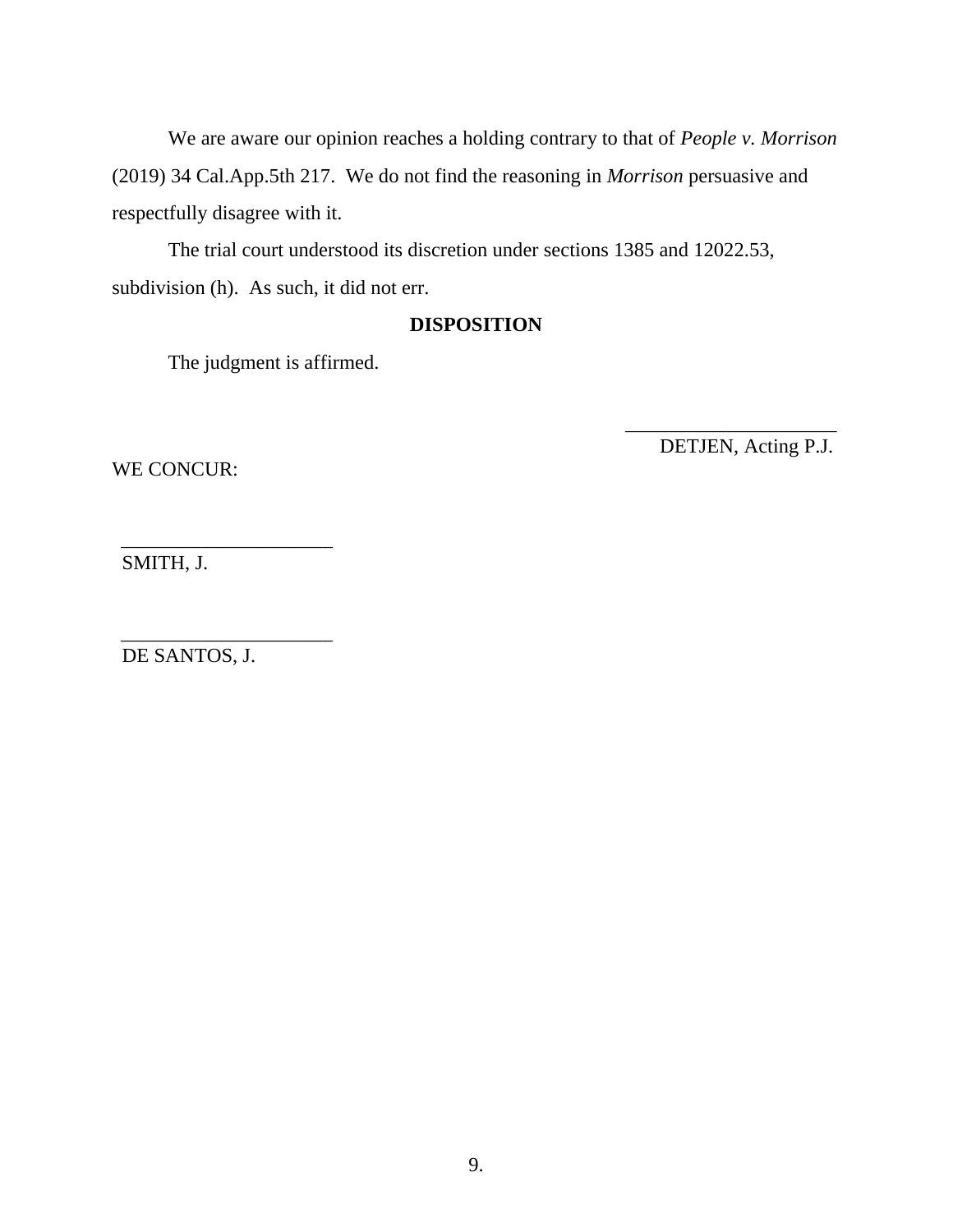We are aware our opinion reaches a holding contrary to that of *People v. Morrison* (2019) 34 Cal.App.5th 217. We do not find the reasoning in *Morrison* persuasive and respectfully disagree with it.

The trial court understood its discretion under sections 1385 and 12022.53, subdivision (h). As such, it did not err.

**DISPOSITION**

The judgment is affirmed.

_____________________
DETJEN, Acting P.J.

WE CONCUR:

_____________________
SMITH, J.

_____________________
DE SANTOS, J.